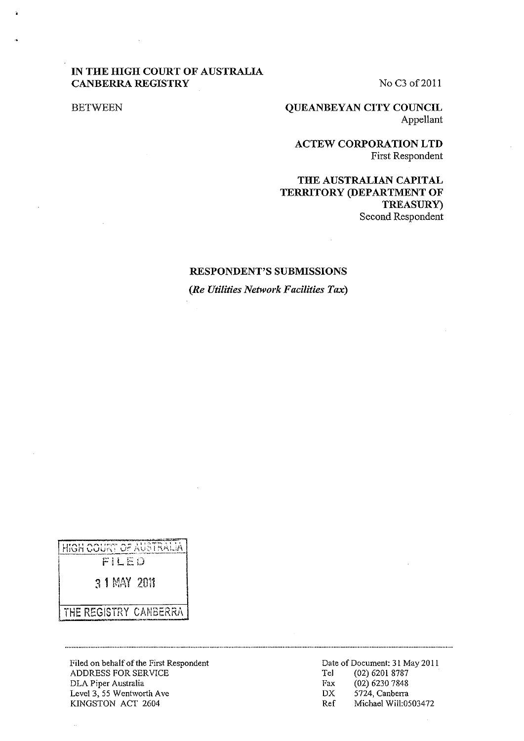**IN THE HIGH COURT OF AUSTRALIA**
**CANBERRA REGISTRY**

No C3 of 2011

BETWEEN

**QUEANBEYAN CITY COUNCIL**
Appellant

**ACTEW CORPORATION LTD**
First Respondent

**THE AUSTRALIAN CAPITAL TERRITORY (DEPARTMENT OF TREASURY)**
Second Respondent

**RESPONDENT'S SUBMISSIONS**

***(Re Utilities Network Facilities Tax)***

HIGH COURT OF AUSTRALIA
FILED
31 MAY 2011
THE REGISTRY CANBERRA

Filed on behalf of the First Respondent
ADDRESS FOR SERVICE
DLA Piper Australia
Level 3, 55 Wentworth Ave
KINGSTON ACT 2604

Date of Document: 31 May 2011
Tel (02) 6201 8787
Fax (02) 6230 7848
DX 5724, Canberra
Ref Michael Will:0503472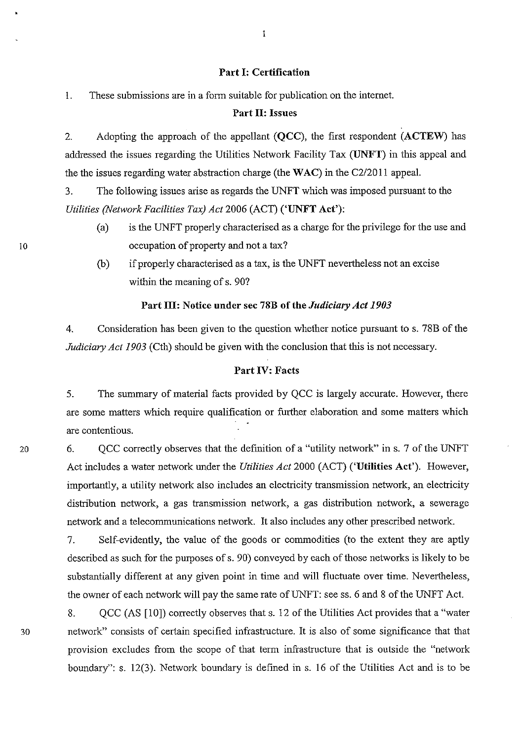## Part I: Certification

1. These submissions are in a form suitable for publication on the internet.

## Part II: Issues

2. Adopting the approach of the appellant (**QCC**), the first respondent (**ACTEW**) has addressed the issues regarding the Utilities Network Facility Tax (**UNFT**) in this appeal and the the issues regarding water abstraction charge (the **WAC**) in the C2/2011 appeal.

3. The following issues arise as regards the UNFT which was imposed pursuant to the *Utilities (Network Facilities Tax) Act* 2006 (ACT) (**'UNFT Act'**):

   (a) is the UNFT properly characterised as a charge for the privilege for the use and occupation of property and not a tax?

   (b) if properly characterised as a tax, is the UNFT nevertheless not an excise within the meaning of s. 90?

## Part III: Notice under sec 78B of the *Judiciary Act 1903*

4. Consideration has been given to the question whether notice pursuant to s. 78B of the *Judiciary Act 1903* (Cth) should be given with the conclusion that this is not necessary.

## Part IV: Facts

5. The summary of material facts provided by QCC is largely accurate. However, there are some matters which require qualification or further elaboration and some matters which are contentious.

6. QCC correctly observes that the definition of a "utility network" in s. 7 of the UNFT Act includes a water network under the *Utilities Act* 2000 (ACT) (**'Utilities Act'**). However, importantly, a utility network also includes an electricity transmission network, an electricity distribution network, a gas transmission network, a gas distribution network, a sewerage network and a telecommunications network. It also includes any other prescribed network.

7. Self-evidently, the value of the goods or commodities (to the extent they are aptly described as such for the purposes of s. 90) conveyed by each of those networks is likely to be substantially different at any given point in time and will fluctuate over time. Nevertheless, the owner of each network will pay the same rate of UNFT: see ss. 6 and 8 of the UNFT Act.

8. QCC (AS [10]) correctly observes that s. 12 of the Utilities Act provides that a "water network" consists of certain specified infrastructure. It is also of some significance that that provision excludes from the scope of that term infrastructure that is outside the "network boundary": s. 12(3). Network boundary is defined in s. 16 of the Utilities Act and is to be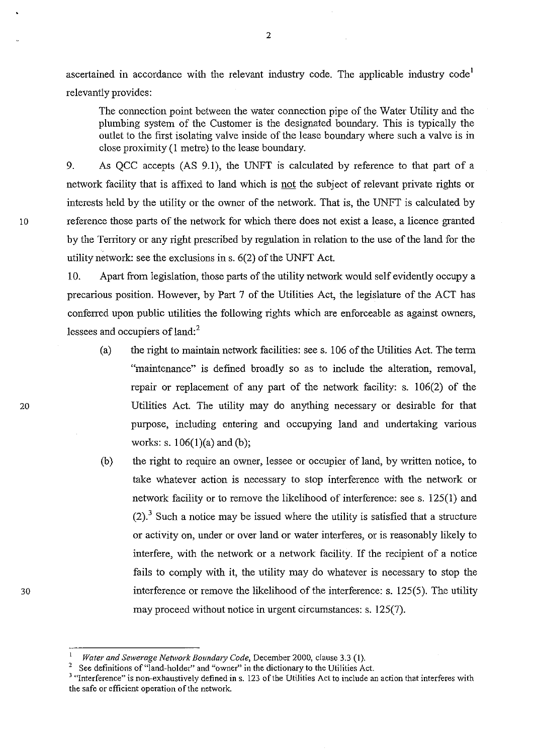ascertained in accordance with the relevant industry code. The applicable industry code[1] relevantly provides:

> The connection point between the water connection pipe of the Water Utility and the plumbing system of the Customer is the designated boundary. This is typically the outlet to the first isolating valve inside of the lease boundary where such a valve is in close proximity (1 metre) to the lease boundary.

9. As QCC accepts (AS 9.1), the UNFT is calculated by reference to that part of a network facility that is affixed to land which is not the subject of relevant private rights or interests held by the utility or the owner of the network. That is, the UNFT is calculated by reference those parts of the network for which there does not exist a lease, a licence granted by the Territory or any right prescribed by regulation in relation to the use of the land for the utility network: see the exclusions in s. 6(2) of the UNFT Act.

10. Apart from legislation, those parts of the utility network would self evidently occupy a precarious position. However, by Part 7 of the Utilities Act, the legislature of the ACT has conferred upon public utilities the following rights which are enforceable as against owners, lessees and occupiers of land:[2]

(a) the right to maintain network facilities: see s. 106 of the Utilities Act. The term "maintenance" is defined broadly so as to include the alteration, removal, repair or replacement of any part of the network facility: s. 106(2) of the Utilities Act. The utility may do anything necessary or desirable for that purpose, including entering and occupying land and undertaking various works: s. 106(1)(a) and (b);

(b) the right to require an owner, lessee or occupier of land, by written notice, to take whatever action is necessary to stop interference with the network or network facility or to remove the likelihood of interference: see s. 125(1) and (2).[3] Such a notice may be issued where the utility is satisfied that a structure or activity on, under or over land or water interferes, or is reasonably likely to interfere, with the network or a network facility. If the recipient of a notice fails to comply with it, the utility may do whatever is necessary to stop the interference or remove the likelihood of the interference: s. 125(5). The utility may proceed without notice in urgent circumstances: s. 125(7).

---

[1] *Water and Sewerage Network Boundary Code*, December 2000, clause 3.3 (1).

[2] See definitions of "land-holder" and "owner" in the dictionary to the Utilities Act.

[3] "Interference" is non-exhaustively defined in s. 123 of the Utilities Act to include an action that interferes with the safe or efficient operation of the network.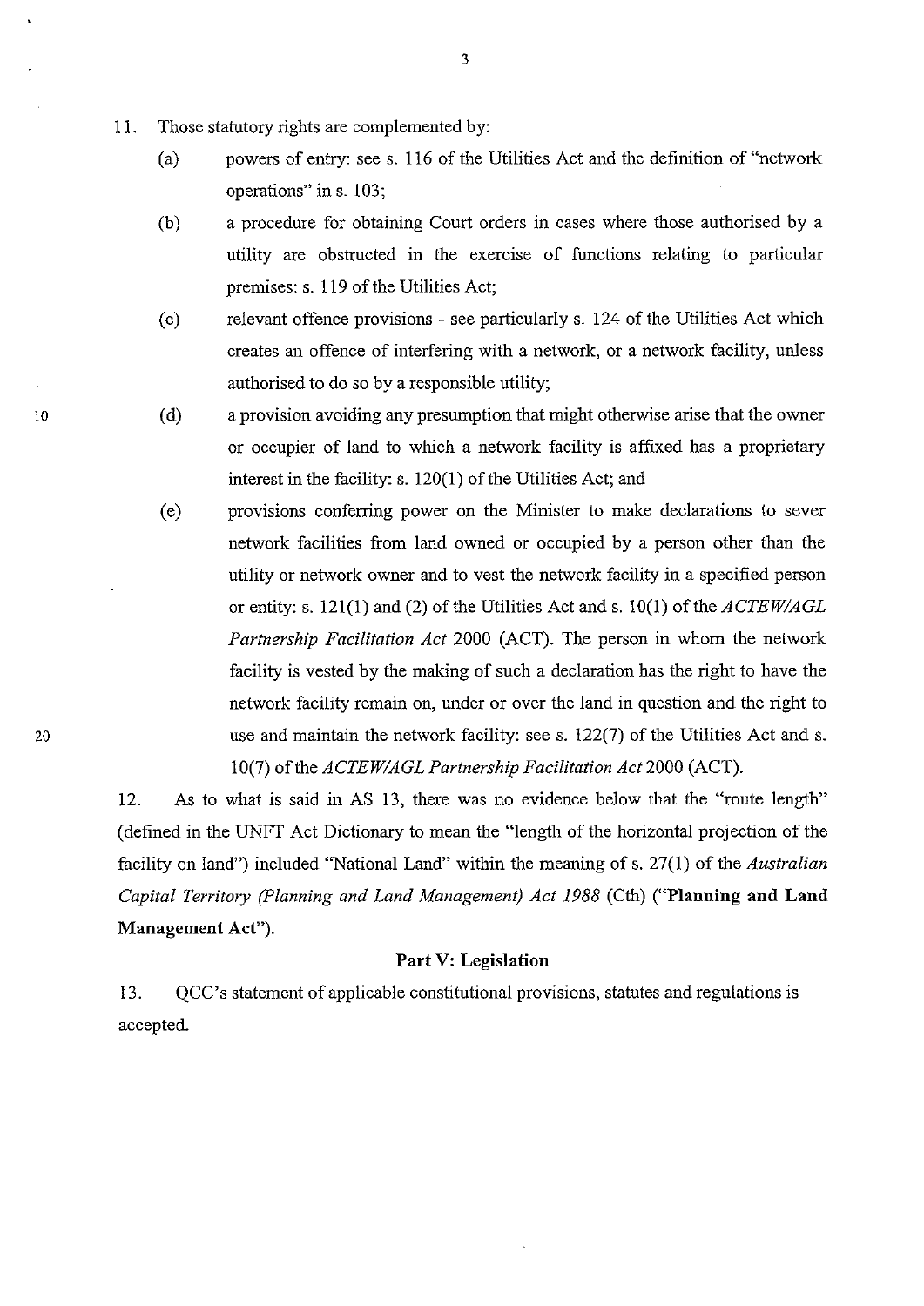11. Those statutory rights are complemented by:

(a) powers of entry: see s. 116 of the Utilities Act and the definition of "network operations" in s. 103;

(b) a procedure for obtaining Court orders in cases where those authorised by a utility are obstructed in the exercise of functions relating to particular premises: s. 119 of the Utilities Act;

(c) relevant offence provisions - see particularly s. 124 of the Utilities Act which creates an offence of interfering with a network, or a network facility, unless authorised to do so by a responsible utility;

(d) a provision avoiding any presumption that might otherwise arise that the owner or occupier of land to which a network facility is affixed has a proprietary interest in the facility: s. 120(1) of the Utilities Act; and

(e) provisions conferring power on the Minister to make declarations to sever network facilities from land owned or occupied by a person other than the utility or network owner and to vest the network facility in a specified person or entity: s. 121(1) and (2) of the Utilities Act and s. 10(1) of the *ACTEW/AGL Partnership Facilitation Act* 2000 (ACT). The person in whom the network facility is vested by the making of such a declaration has the right to have the network facility remain on, under or over the land in question and the right to use and maintain the network facility: see s. 122(7) of the Utilities Act and s. 10(7) of the *ACTEW/AGL Partnership Facilitation Act* 2000 (ACT).

12. As to what is said in AS 13, there was no evidence below that the "route length" (defined in the UNFT Act Dictionary to mean the "length of the horizontal projection of the facility on land") included "National Land" within the meaning of s. 27(1) of the *Australian Capital Territory (Planning and Land Management) Act 1988* (Cth) (**"Planning and Land Management Act"**).

## Part V: Legislation

13. QCC's statement of applicable constitutional provisions, statutes and regulations is accepted.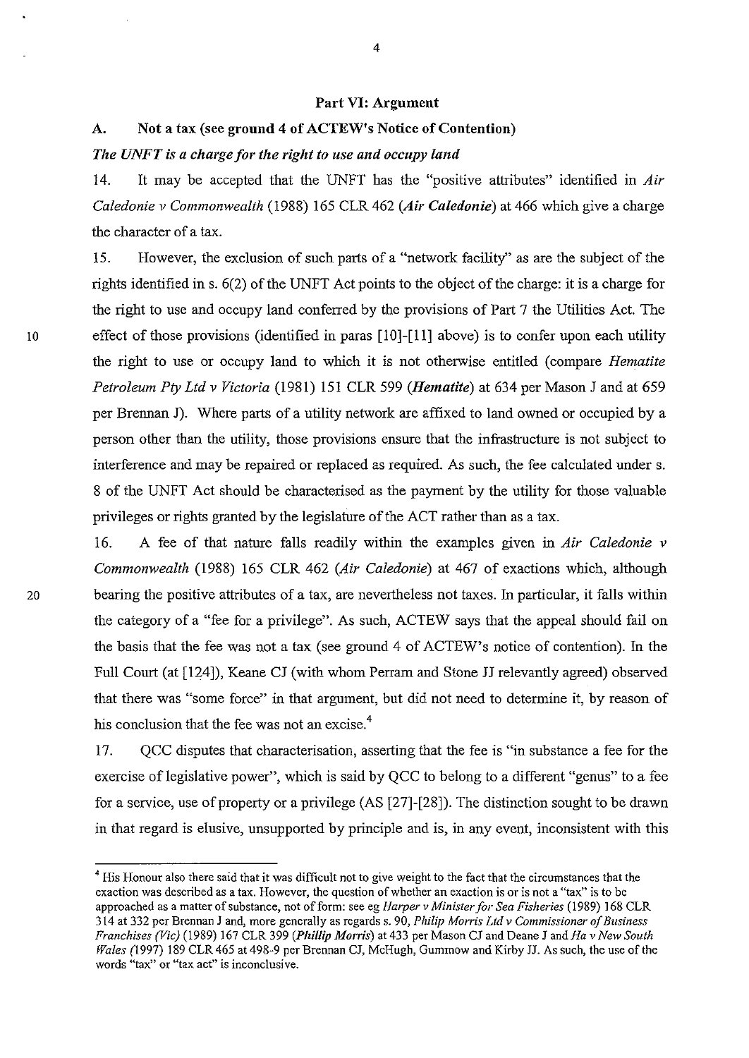## Part VI: Argument

### A. Not a tax (see ground 4 of ACTEW's Notice of Contention)

***The UNFT is a charge for the right to use and occupy land***

14. It may be accepted that the UNFT has the "positive attributes" identified in *Air Caledonie v Commonwealth* (1988) 165 CLR 462 (***Air Caledonie***) at 466 which give a charge the character of a tax.

15. However, the exclusion of such parts of a "network facility" as are the subject of the rights identified in s. 6(2) of the UNFT Act points to the object of the charge: it is a charge for the right to use and occupy land conferred by the provisions of Part 7 the Utilities Act. The effect of those provisions (identified in paras [10]-[11] above) is to confer upon each utility the right to use or occupy land to which it is not otherwise entitled (compare *Hematite Petroleum Pty Ltd v Victoria* (1981) 151 CLR 599 (***Hematite***) at 634 per Mason J and at 659 per Brennan J). Where parts of a utility network are affixed to land owned or occupied by a person other than the utility, those provisions ensure that the infrastructure is not subject to interference and may be repaired or replaced as required. As such, the fee calculated under s. 8 of the UNFT Act should be characterised as the payment by the utility for those valuable privileges or rights granted by the legislature of the ACT rather than as a tax.

16. A fee of that nature falls readily within the examples given in *Air Caledonie v Commonwealth* (1988) 165 CLR 462 (*Air Caledonie*) at 467 of exactions which, although bearing the positive attributes of a tax, are nevertheless not taxes. In particular, it falls within the category of a "fee for a privilege". As such, ACTEW says that the appeal should fail on the basis that the fee was not a tax (see ground 4 of ACTEW's notice of contention). In the Full Court (at [124]), Keane CJ (with whom Perram and Stone JJ relevantly agreed) observed that there was "some force" in that argument, but did not need to determine it, by reason of his conclusion that the fee was not an excise.[4]

17. QCC disputes that characterisation, asserting that the fee is "in substance a fee for the exercise of legislative power", which is said by QCC to belong to a different "genus" to a fee for a service, use of property or a privilege (AS [27]-[28]). The distinction sought to be drawn in that regard is elusive, unsupported by principle and is, in any event, inconsistent with this

---

[4] His Honour also there said that it was difficult not to give weight to the fact that the circumstances that the exaction was described as a tax. However, the question of whether an exaction is or is not a "tax" is to be approached as a matter of substance, not of form: see eg *Harper v Minister for Sea Fisheries* (1989) 168 CLR 314 at 332 per Brennan J and, more generally as regards s. 90, *Philip Morris Ltd v Commissioner of Business Franchises (Vic)* (1989) 167 CLR 399 (***Phillip Morris***) at 433 per Mason CJ and Deane J and *Ha v New South Wales (*1997) 189 CLR 465 at 498-9 per Brennan CJ, McHugh, Gummow and Kirby JJ. As such, the use of the words "tax" or "tax act" is inconclusive.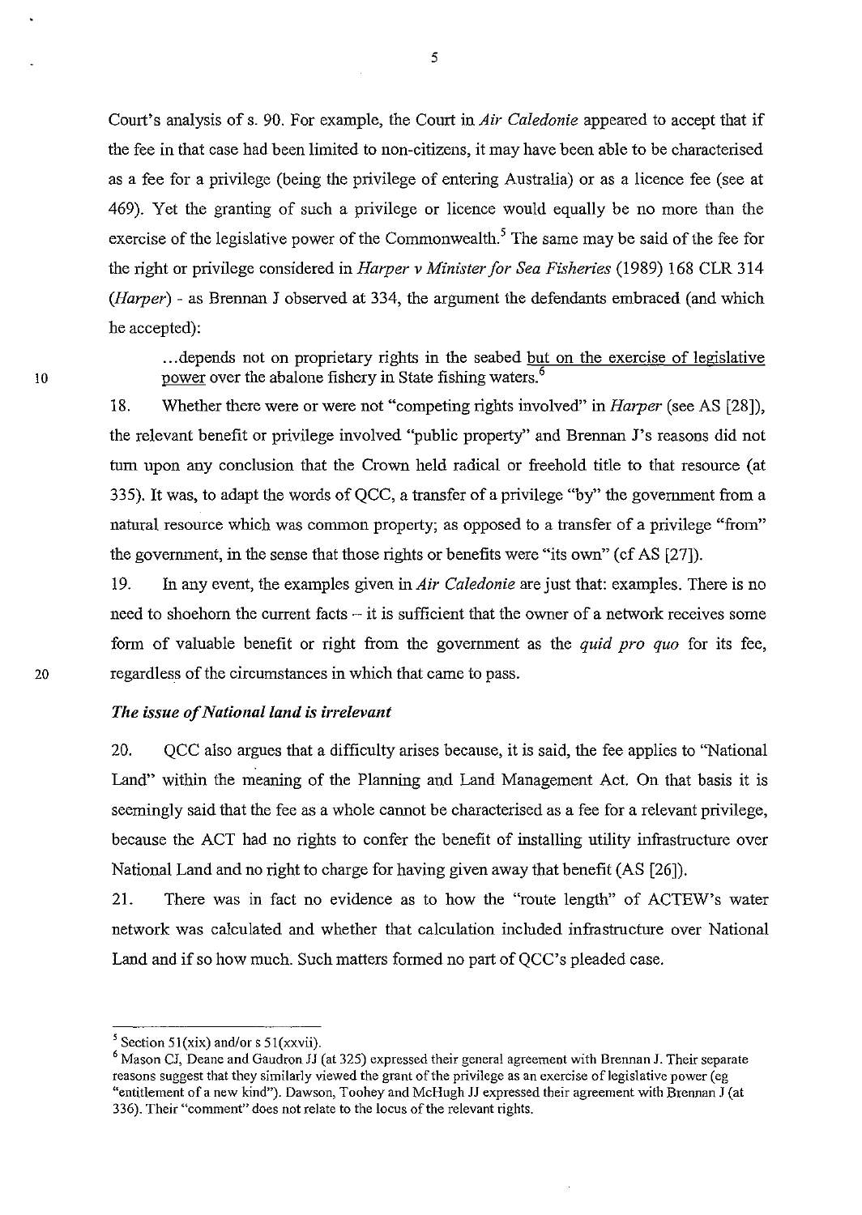Court's analysis of s. 90. For example, the Court in *Air Caledonie* appeared to accept that if the fee in that case had been limited to non-citizens, it may have been able to be characterised as a fee for a privilege (being the privilege of entering Australia) or as a licence fee (see at 469). Yet the granting of such a privilege or licence would equally be no more than the exercise of the legislative power of the Commonwealth.[5] The same may be said of the fee for the right or privilege considered in *Harper v Minister for Sea Fisheries* (1989) 168 CLR 314 (*Harper*) - as Brennan J observed at 334, the argument the defendants embraced (and which he accepted):

> ...depends not on proprietary rights in the seabed <u>but on the exercise of legislative power</u> over the abalone fishery in State fishing waters.[6]

18. Whether there were or were not "competing rights involved" in *Harper* (see AS [28]), the relevant benefit or privilege involved "public property" and Brennan J's reasons did not turn upon any conclusion that the Crown held radical or freehold title to that resource (at 335). It was, to adapt the words of QCC, a transfer of a privilege "by" the government from a natural resource which was common property; as opposed to a transfer of a privilege "from" the government, in the sense that those rights or benefits were "its own" (cf AS [27]).

19. In any event, the examples given in *Air Caledonie* are just that: examples. There is no need to shoehorn the current facts – it is sufficient that the owner of a network receives some form of valuable benefit or right from the government as the *quid pro quo* for its fee, regardless of the circumstances in which that came to pass.

### *The issue of National land is irrelevant*

20. QCC also argues that a difficulty arises because, it is said, the fee applies to "National Land" within the meaning of the Planning and Land Management Act. On that basis it is seemingly said that the fee as a whole cannot be characterised as a fee for a relevant privilege, because the ACT had no rights to confer the benefit of installing utility infrastructure over National Land and no right to charge for having given away that benefit (AS [26]).

21. There was in fact no evidence as to how the "route length" of ACTEW's water network was calculated and whether that calculation included infrastructure over National Land and if so how much. Such matters formed no part of QCC's pleaded case.

---

[5] Section 51(xix) and/or s 51(xxvii).

[6] Mason CJ, Deane and Gaudron JJ (at 325) expressed their general agreement with Brennan J. Their separate reasons suggest that they similarly viewed the grant of the privilege as an exercise of legislative power (eg "entitlement of a new kind"). Dawson, Toohey and McHugh JJ expressed their agreement with Brennan J (at 336). Their "comment" does not relate to the locus of the relevant rights.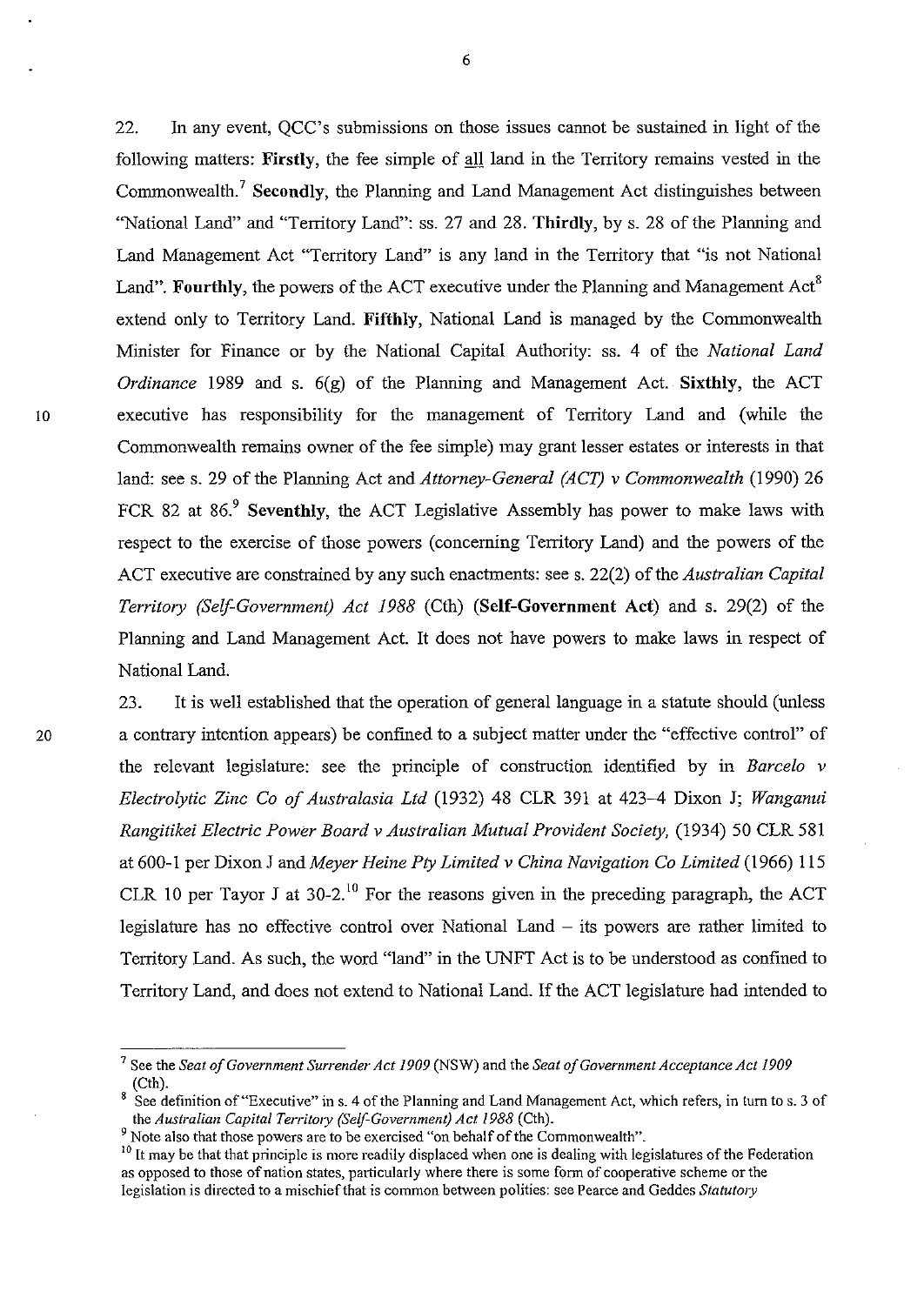22. In any event, QCC's submissions on those issues cannot be sustained in light of the following matters: **Firstly**, the fee simple of all land in the Territory remains vested in the Commonwealth.[7] **Secondly**, the Planning and Land Management Act distinguishes between "National Land" and "Territory Land": ss. 27 and 28. **Thirdly**, by s. 28 of the Planning and Land Management Act "Territory Land" is any land in the Territory that "is not National Land". **Fourthly**, the powers of the ACT executive under the Planning and Management Act[8] extend only to Territory Land. **Fifthly**, National Land is managed by the Commonwealth Minister for Finance or by the National Capital Authority: ss. 4 of the *National Land Ordinance* 1989 and s. 6(g) of the Planning and Management Act. **Sixthly**, the ACT executive has responsibility for the management of Territory Land and (while the Commonwealth remains owner of the fee simple) may grant lesser estates or interests in that land: see s. 29 of the Planning Act and *Attorney-General (ACT) v Commonwealth* (1990) 26 FCR 82 at 86.[9] **Seventhly**, the ACT Legislative Assembly has power to make laws with respect to the exercise of those powers (concerning Territory Land) and the powers of the ACT executive are constrained by any such enactments: see s. 22(2) of the *Australian Capital Territory (Self-Government) Act 1988* (Cth) (**Self-Government Act**) and s. 29(2) of the Planning and Land Management Act. It does not have powers to make laws in respect of National Land.

23. It is well established that the operation of general language in a statute should (unless a contrary intention appears) be confined to a subject matter under the "effective control" of the relevant legislature: see the principle of construction identified by in *Barcelo v Electrolytic Zinc Co of Australasia Ltd* (1932) 48 CLR 391 at 423-4 Dixon J; *Wanganui Rangitikei Electric Power Board v Australian Mutual Provident Society,* (1934) 50 CLR 581 at 600-1 per Dixon J and *Meyer Heine Pty Limited v China Navigation Co Limited* (1966) 115 CLR 10 per Tayor J at 30-2.[10] For the reasons given in the preceding paragraph, the ACT legislature has no effective control over National Land – its powers are rather limited to Territory Land. As such, the word "land" in the UNFT Act is to be understood as confined to Territory Land, and does not extend to National Land. If the ACT legislature had intended to

---

[7] See the *Seat of Government Surrender Act 1909* (NSW) and the *Seat of Government Acceptance Act 1909* (Cth).

[8] See definition of "Executive" in s. 4 of the Planning and Land Management Act, which refers, in turn to s. 3 of the *Australian Capital Territory (Self-Government) Act 1988* (Cth).

[9] Note also that those powers are to be exercised "on behalf of the Commonwealth".

[10] It may be that that principle is more readily displaced when one is dealing with legislatures of the Federation as opposed to those of nation states, particularly where there is some form of cooperative scheme or the legislation is directed to a mischief that is common between polities: see Pearce and Geddes *Statutory*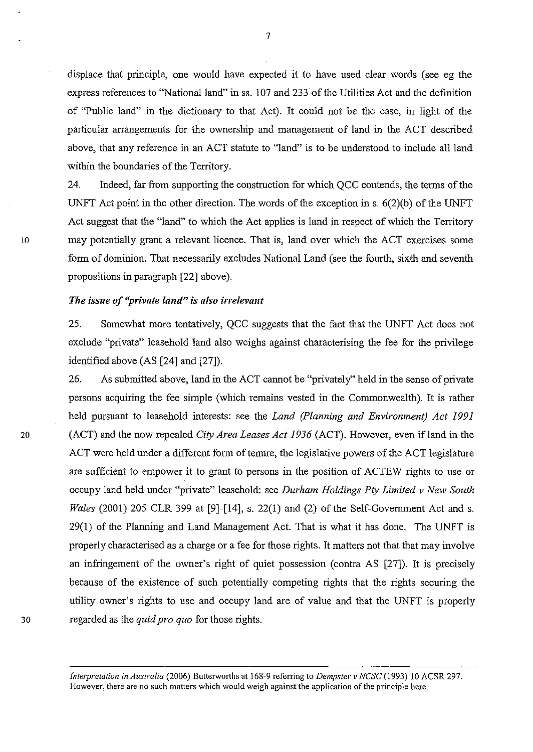displace that principle, one would have expected it to have used clear words (see eg the express references to "National land" in ss. 107 and 233 of the Utilities Act and the definition of "Public land" in the dictionary to that Act). It could not be the case, in light of the particular arrangements for the ownership and management of land in the ACT described above, that any reference in an ACT statute to "land" is to be understood to include all land within the boundaries of the Territory.

24. Indeed, far from supporting the construction for which QCC contends, the terms of the UNFT Act point in the other direction. The words of the exception in s. 6(2)(b) of the UNFT Act suggest that the "land" to which the Act applies is land in respect of which the Territory may potentially grant a relevant licence. That is, land over which the ACT exercises some form of dominion. That necessarily excludes National Land (see the fourth, sixth and seventh propositions in paragraph [22] above).

### *The issue of "private land" is also irrelevant*

25. Somewhat more tentatively, QCC suggests that the fact that the UNFT Act does not exclude "private" leasehold land also weighs against characterising the fee for the privilege identified above (AS [24] and [27]).

26. As submitted above, land in the ACT cannot be "privately" held in the sense of private persons acquiring the fee simple (which remains vested in the Commonwealth). It is rather held pursuant to leasehold interests: see the *Land (Planning and Environment) Act 1991* (ACT) and the now repealed *City Area Leases Act 1936* (ACT). However, even if land in the ACT were held under a different form of tenure, the legislative powers of the ACT legislature are sufficient to empower it to grant to persons in the position of ACTEW rights to use or occupy land held under "private" leasehold: see *Durham Holdings Pty Limited v New South Wales* (2001) 205 CLR 399 at [9]-[14], s. 22(1) and (2) of the Self-Government Act and s. 29(1) of the Planning and Land Management Act. That is what it has done. The UNFT is properly characterised as a charge or a fee for those rights. It matters not that that may involve an infringement of the owner's right of quiet possession (contra AS [27]). It is precisely because of the existence of such potentially competing rights that the rights securing the utility owner's rights to use and occupy land are of value and that the UNFT is properly regarded as the *quid pro quo* for those rights.

---

*Interpretation in Australia* (2006) Butterworths at 168-9 referring to *Dempster v NCSC* (1993) 10 ACSR 297. However, there are no such matters which would weigh against the application of the principle here.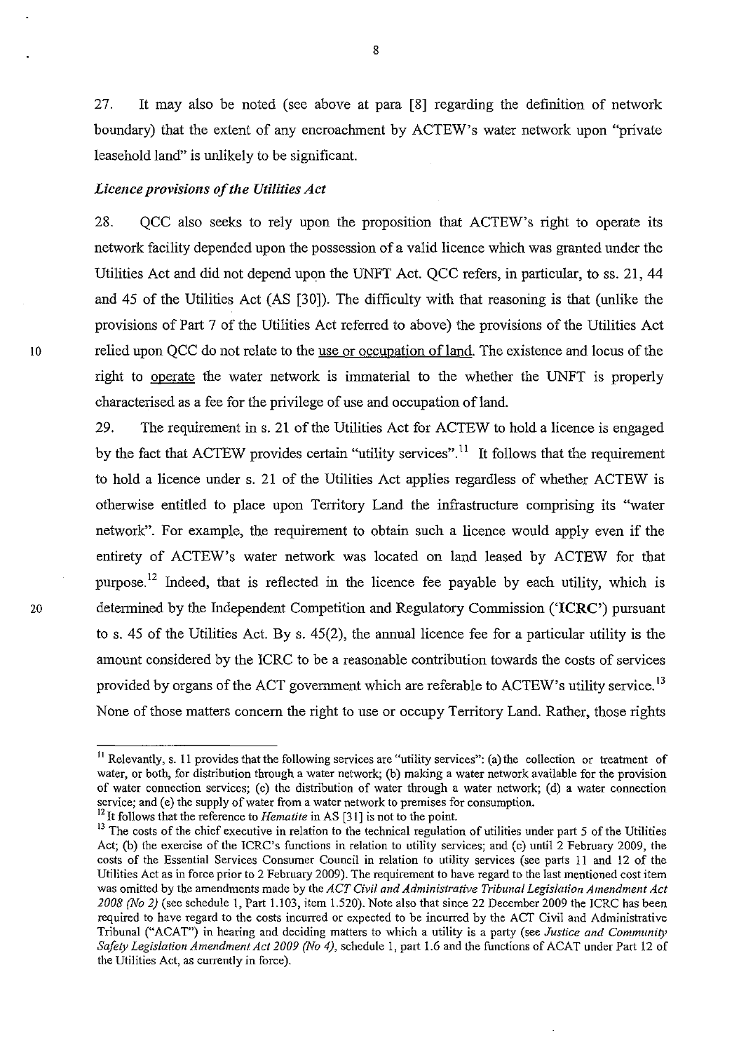27. It may also be noted (see above at para [8] regarding the definition of network boundary) that the extent of any encroachment by ACTEW's water network upon "private leasehold land" is unlikely to be significant.

### *Licence provisions of the Utilities Act*

28. QCC also seeks to rely upon the proposition that ACTEW's right to operate its network facility depended upon the possession of a valid licence which was granted under the Utilities Act and did not depend upon the UNFT Act. QCC refers, in particular, to ss. 21, 44 and 45 of the Utilities Act (AS [30]). The difficulty with that reasoning is that (unlike the provisions of Part 7 of the Utilities Act referred to above) the provisions of the Utilities Act relied upon QCC do not relate to the <u>use or occupation of land</u>. The existence and locus of the right to <u>operate</u> the water network is immaterial to the whether the UNFT is properly characterised as a fee for the privilege of use and occupation of land.

29. The requirement in s. 21 of the Utilities Act for ACTEW to hold a licence is engaged by the fact that ACTEW provides certain "utility services".[11] It follows that the requirement to hold a licence under s. 21 of the Utilities Act applies regardless of whether ACTEW is otherwise entitled to place upon Territory Land the infrastructure comprising its "water network". For example, the requirement to obtain such a licence would apply even if the entirety of ACTEW's water network was located on land leased by ACTEW for that purpose.[12] Indeed, that is reflected in the licence fee payable by each utility, which is determined by the Independent Competition and Regulatory Commission ('**ICRC**') pursuant to s. 45 of the Utilities Act. By s. 45(2), the annual licence fee for a particular utility is the amount considered by the ICRC to be a reasonable contribution towards the costs of services provided by organs of the ACT government which are referable to ACTEW's utility service.[13] None of those matters concern the right to use or occupy Territory Land. Rather, those rights

---

[11] Relevantly, s. 11 provides that the following services are "utility services": (a) the collection or treatment of water, or both, for distribution through a water network; (b) making a water network available for the provision of water connection services; (c) the distribution of water through a water network; (d) a water connection service; and (e) the supply of water from a water network to premises for consumption.

[12] It follows that the reference to *Hematite* in AS [31] is not to the point.

[13] The costs of the chief executive in relation to the technical regulation of utilities under part 5 of the Utilities Act; (b) the exercise of the ICRC's functions in relation to utility services; and (c) until 2 February 2009, the costs of the Essential Services Consumer Council in relation to utility services (see parts 11 and 12 of the Utilities Act as in force prior to 2 February 2009). The requirement to have regard to the last mentioned cost item was omitted by the amendments made by the *ACT Civil and Administrative Tribunal Legislation Amendment Act 2008 (No 2)* (see schedule 1, Part 1.103, item 1.520). Note also that since 22 December 2009 the ICRC has been required to have regard to the costs incurred or expected to be incurred by the ACT Civil and Administrative Tribunal ("ACAT") in hearing and deciding matters to which a utility is a party (see *Justice and Community Safety Legislation Amendment Act 2009 (No 4)*, schedule 1, part 1.6 and the functions of ACAT under Part 12 of the Utilities Act, as currently in force).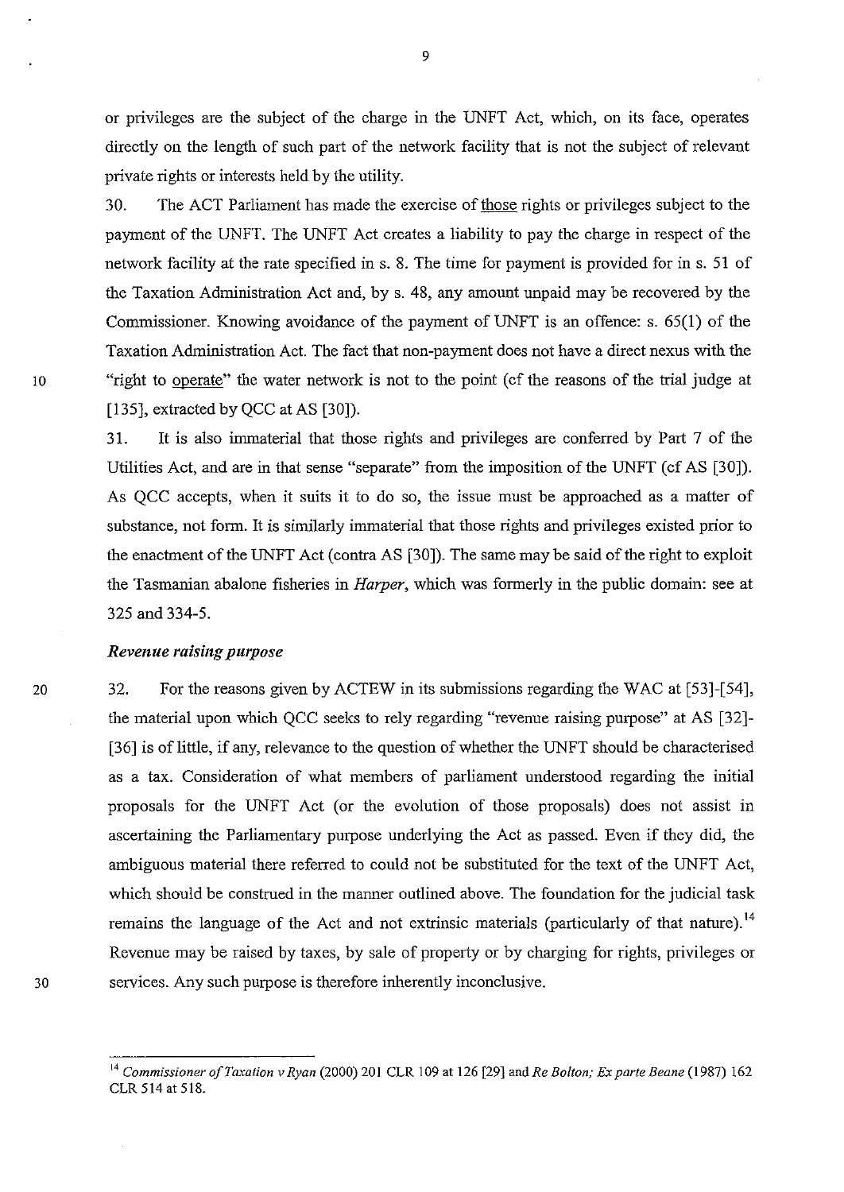or privileges are the subject of the charge in the UNFT Act, which, on its face, operates directly on the length of such part of the network facility that is not the subject of relevant private rights or interests held by the utility.

30. The ACT Parliament has made the exercise of <u>those</u> rights or privileges subject to the payment of the UNFT. The UNFT Act creates a liability to pay the charge in respect of the network facility at the rate specified in s. 8. The time for payment is provided for in s. 51 of the Taxation Administration Act and, by s. 48, any amount unpaid may be recovered by the Commissioner. Knowing avoidance of the payment of UNFT is an offence: s. 65(1) of the Taxation Administration Act. The fact that non-payment does not have a direct nexus with the "right to <u>operate</u>" the water network is not to the point (cf the reasons of the trial judge at [135], extracted by QCC at AS [30]).

31. It is also immaterial that those rights and privileges are conferred by Part 7 of the Utilities Act, and are in that sense "separate" from the imposition of the UNFT (cf AS [30]). As QCC accepts, when it suits it to do so, the issue must be approached as a matter of substance, not form. It is similarly immaterial that those rights and privileges existed prior to the enactment of the UNFT Act (contra AS [30]). The same may be said of the right to exploit the Tasmanian abalone fisheries in *Harper*, which was formerly in the public domain: see at 325 and 334-5.

### *Revenue raising purpose*

32. For the reasons given by ACTEW in its submissions regarding the WAC at [53]-[54], the material upon which QCC seeks to rely regarding "revenue raising purpose" at AS [32]-[36] is of little, if any, relevance to the question of whether the UNFT should be characterised as a tax. Consideration of what members of parliament understood regarding the initial proposals for the UNFT Act (or the evolution of those proposals) does not assist in ascertaining the Parliamentary purpose underlying the Act as passed. Even if they did, the ambiguous material there referred to could not be substituted for the text of the UNFT Act, which should be construed in the manner outlined above. The foundation for the judicial task remains the language of the Act and not extrinsic materials (particularly of that nature).[14] Revenue may be raised by taxes, by sale of property or by charging for rights, privileges or services. Any such purpose is therefore inherently inconclusive.

---

[14] *Commissioner of Taxation v Ryan* (2000) 201 CLR 109 at 126 [29] and *Re Bolton; Ex parte Beane* (1987) 162 CLR 514 at 518.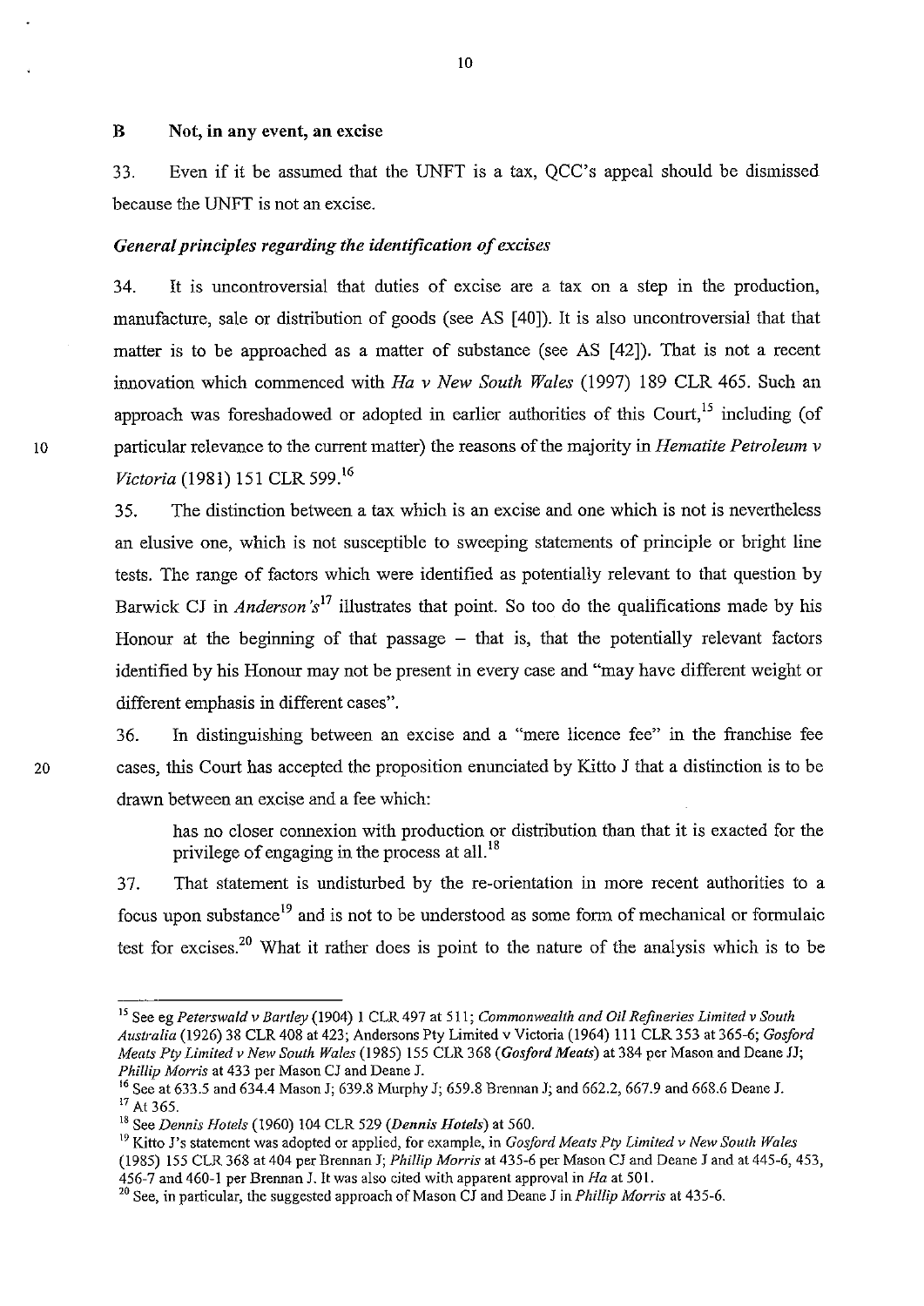## B Not, in any event, an excise

33. Even if it be assumed that the UNFT is a tax, QCC's appeal should be dismissed because the UNFT is not an excise.

### *General principles regarding the identification of excises*

34. It is uncontroversial that duties of excise are a tax on a step in the production, manufacture, sale or distribution of goods (see AS [40]). It is also uncontroversial that that matter is to be approached as a matter of substance (see AS [42]). That is not a recent innovation which commenced with *Ha v New South Wales* (1997) 189 CLR 465. Such an approach was foreshadowed or adopted in earlier authorities of this Court,[15] including (of particular relevance to the current matter) the reasons of the majority in *Hematite Petroleum v Victoria* (1981) 151 CLR 599.[16]

35. The distinction between a tax which is an excise and one which is not is nevertheless an elusive one, which is not susceptible to sweeping statements of principle or bright line tests. The range of factors which were identified as potentially relevant to that question by Barwick CJ in *Anderson's*[17] illustrates that point. So too do the qualifications made by his Honour at the beginning of that passage – that is, that the potentially relevant factors identified by his Honour may not be present in every case and "may have different weight or different emphasis in different cases".

36. In distinguishing between an excise and a "mere licence fee" in the franchise fee cases, this Court has accepted the proposition enunciated by Kitto J that a distinction is to be drawn between an excise and a fee which:

> has no closer connexion with production or distribution than that it is exacted for the privilege of engaging in the process at all.[18]

37. That statement is undisturbed by the re-orientation in more recent authorities to a focus upon substance[19] and is not to be understood as some form of mechanical or formulaic test for excises.[20] What it rather does is point to the nature of the analysis which is to be

---

[15] See eg *Peterswald v Bartley* (1904) 1 CLR 497 at 511; *Commonwealth and Oil Refineries Limited v South Australia* (1926) 38 CLR 408 at 423; Andersons Pty Limited v Victoria (1964) 111 CLR 353 at 365-6; *Gosford Meats Pty Limited v New South Wales* (1985) 155 CLR 368 (*Gosford Meats*) at 384 per Mason and Deane JJ; *Phillip Morris* at 433 per Mason CJ and Deane J.

[16] See at 633.5 and 634.4 Mason J; 639.8 Murphy J; 659.8 Brennan J; and 662.2, 667.9 and 668.6 Deane J.

[17] At 365.

[18] See *Dennis Hotels* (1960) 104 CLR 529 (*Dennis Hotels*) at 560.

[19] Kitto J's statement was adopted or applied, for example, in *Gosford Meats Pty Limited v New South Wales* (1985) 155 CLR 368 at 404 per Brennan J; *Phillip Morris* at 435-6 per Mason CJ and Deane J and at 445-6, 453, 456-7 and 460-1 per Brennan J. It was also cited with apparent approval in *Ha* at 501.

[20] See, in particular, the suggested approach of Mason CJ and Deane J in *Phillip Morris* at 435-6.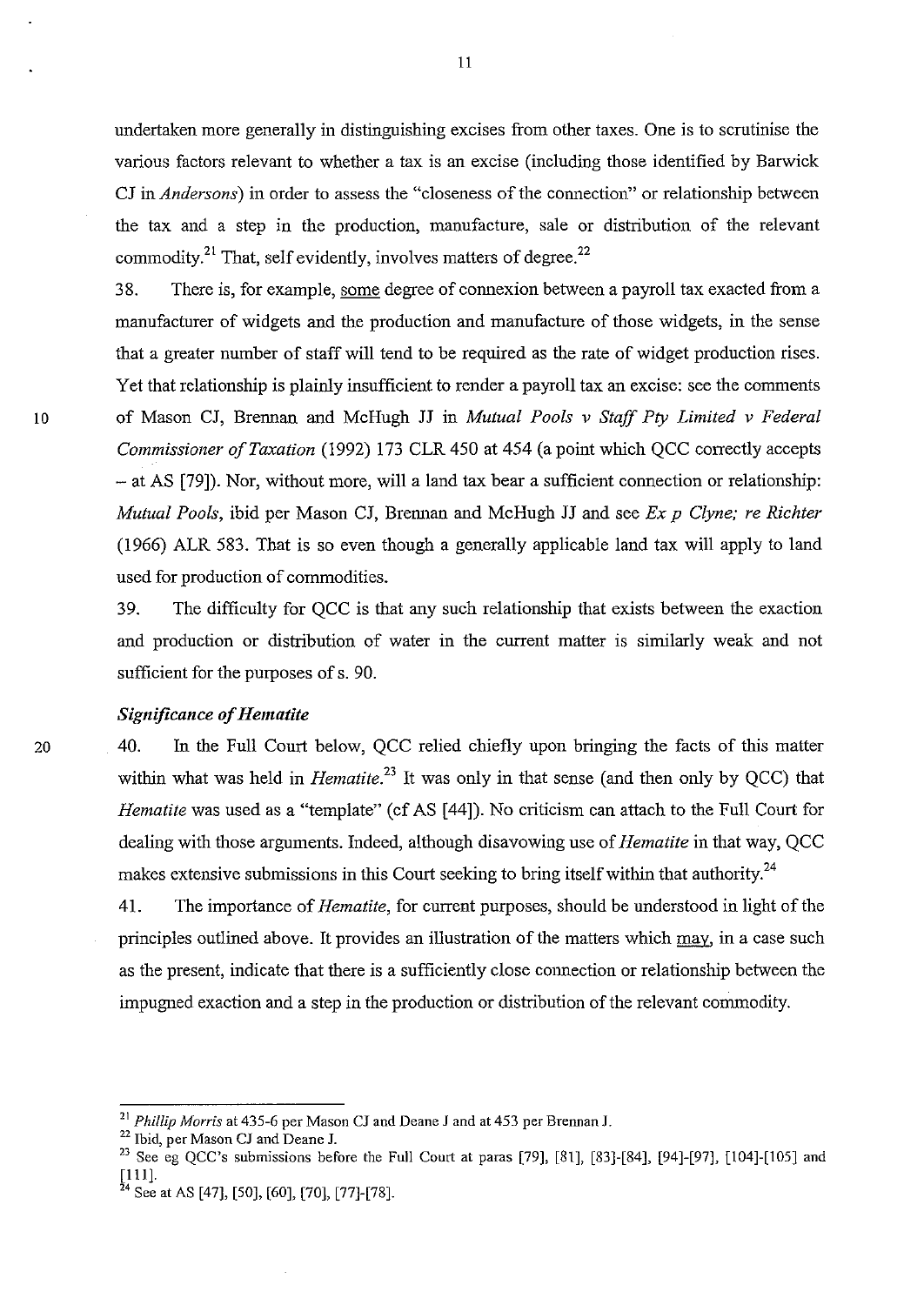undertaken more generally in distinguishing excises from other taxes. One is to scrutinise the various factors relevant to whether a tax is an excise (including those identified by Barwick CJ in *Andersons*) in order to assess the "closeness of the connection" or relationship between the tax and a step in the production, manufacture, sale or distribution of the relevant commodity.[21] That, self evidently, involves matters of degree.[22]

38. There is, for example, some degree of connexion between a payroll tax exacted from a manufacturer of widgets and the production and manufacture of those widgets, in the sense that a greater number of staff will tend to be required as the rate of widget production rises. Yet that relationship is plainly insufficient to render a payroll tax an excise: see the comments of Mason CJ, Brennan and McHugh JJ in *Mutual Pools v Staff Pty Limited v Federal Commissioner of Taxation* (1992) 173 CLR 450 at 454 (a point which QCC correctly accepts – at AS [79]). Nor, without more, will a land tax bear a sufficient connection or relationship: *Mutual Pools*, ibid per Mason CJ, Brennan and McHugh JJ and see *Ex p Clyne; re Richter* (1966) ALR 583. That is so even though a generally applicable land tax will apply to land used for production of commodities.

39. The difficulty for QCC is that any such relationship that exists between the exaction and production or distribution of water in the current matter is similarly weak and not sufficient for the purposes of s. 90.

### *Significance of Hematite*

40. In the Full Court below, QCC relied chiefly upon bringing the facts of this matter within what was held in *Hematite*.[23] It was only in that sense (and then only by QCC) that *Hematite* was used as a "template" (cf AS [44]). No criticism can attach to the Full Court for dealing with those arguments. Indeed, although disavowing use of *Hematite* in that way, QCC makes extensive submissions in this Court seeking to bring itself within that authority.[24]

41. The importance of *Hematite*, for current purposes, should be understood in light of the principles outlined above. It provides an illustration of the matters which may, in a case such as the present, indicate that there is a sufficiently close connection or relationship between the impugned exaction and a step in the production or distribution of the relevant commodity.

---

[21] *Phillip Morris* at 435-6 per Mason CJ and Deane J and at 453 per Brennan J.

[22] Ibid, per Mason CJ and Deane J.

[23] See eg QCC's submissions before the Full Court at paras [79], [81], [83]-[84], [94]-[97], [104]-[105] and [111].

[24] See at AS [47], [50], [60], [70], [77]-[78].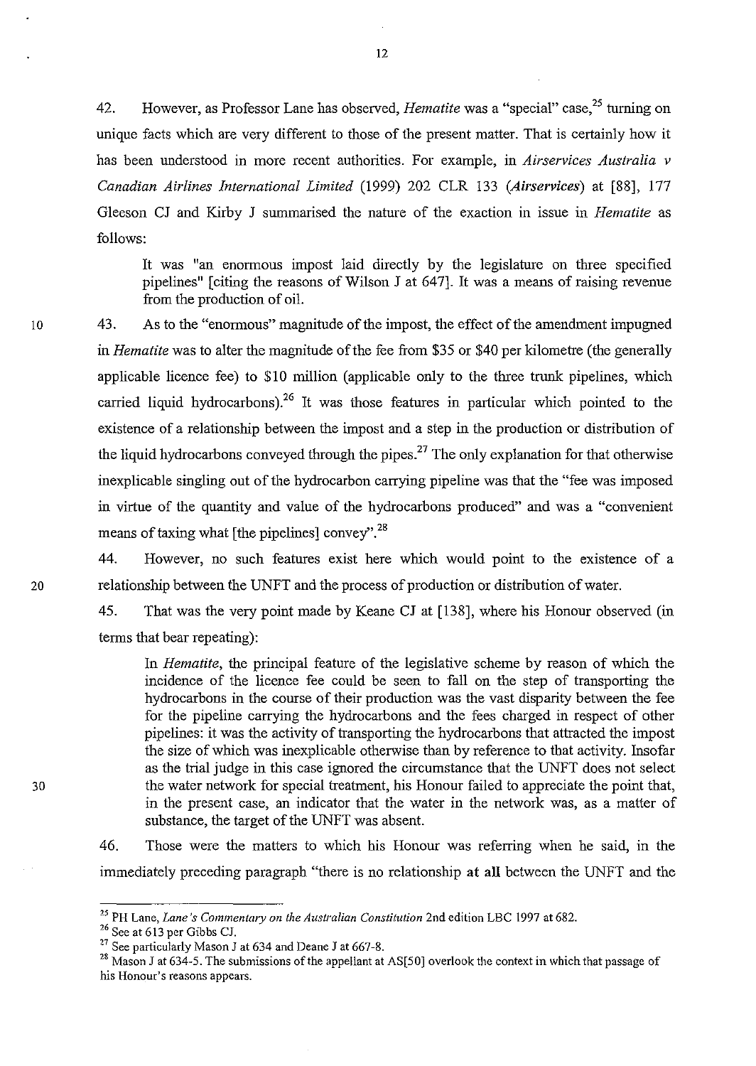42. However, as Professor Lane has observed, *Hematite* was a "special" case,[25] turning on unique facts which are very different to those of the present matter. That is certainly how it has been understood in more recent authorities. For example, in *Airservices Australia v Canadian Airlines International Limited* (1999) 202 CLR 133 (*Airservices*) at [88], 177 Gleeson CJ and Kirby J summarised the nature of the exaction in issue in *Hematite* as follows:

> It was "an enormous impost laid directly by the legislature on three specified pipelines" [citing the reasons of Wilson J at 647]. It was a means of raising revenue from the production of oil.

43. As to the "enormous" magnitude of the impost, the effect of the amendment impugned in *Hematite* was to alter the magnitude of the fee from $35 or $40 per kilometre (the generally applicable licence fee) to $10 million (applicable only to the three trunk pipelines, which carried liquid hydrocarbons).[26] It was those features in particular which pointed to the existence of a relationship between the impost and a step in the production or distribution of the liquid hydrocarbons conveyed through the pipes.[27] The only explanation for that otherwise inexplicable singling out of the hydrocarbon carrying pipeline was that the "fee was imposed in virtue of the quantity and value of the hydrocarbons produced" and was a "convenient means of taxing what [the pipelines] convey".[28]

44. However, no such features exist here which would point to the existence of a relationship between the UNFT and the process of production or distribution of water.

45. That was the very point made by Keane CJ at [138], where his Honour observed (in terms that bear repeating):

> In *Hematite*, the principal feature of the legislative scheme by reason of which the incidence of the licence fee could be seen to fall on the step of transporting the hydrocarbons in the course of their production was the vast disparity between the fee for the pipeline carrying the hydrocarbons and the fees charged in respect of other pipelines: it was the activity of transporting the hydrocarbons that attracted the impost the size of which was inexplicable otherwise than by reference to that activity. Insofar as the trial judge in this case ignored the circumstance that the UNFT does not select the water network for special treatment, his Honour failed to appreciate the point that, in the present case, an indicator that the water in the network was, as a matter of substance, the target of the UNFT was absent.

46. Those were the matters to which his Honour was referring when he said, in the immediately preceding paragraph "there is no relationship **at all** between the UNFT and the

---

[25] PH Lane, *Lane's Commentary on the Australian Constitution* 2nd edition LBC 1997 at 682.

[26] See at 613 per Gibbs CJ.

[27] See particularly Mason J at 634 and Deane J at 667-8.

[28] Mason J at 634-5. The submissions of the appellant at AS[50] overlook the context in which that passage of his Honour's reasons appears.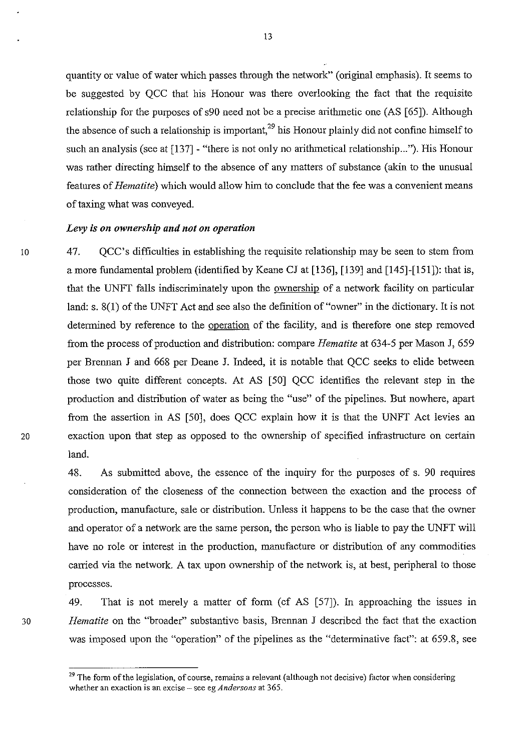quantity or value of water which passes through the network" (original emphasis). It seems to be suggested by QCC that his Honour was there overlooking the fact that the requisite relationship for the purposes of s90 need not be a precise arithmetic one (AS [65]). Although the absence of such a relationship is important,[29] his Honour plainly did not confine himself to such an analysis (see at [137] - "there is not only no arithmetical relationship..."). His Honour was rather directing himself to the absence of any matters of substance (akin to the unusual features of *Hematite*) which would allow him to conclude that the fee was a convenient means of taxing what was conveyed.

### *Levy is on ownership and not on operation*

47. QCC's difficulties in establishing the requisite relationship may be seen to stem from a more fundamental problem (identified by Keane CJ at [136], [139] and [145]-[151]): that is, that the UNFT falls indiscriminately upon the ownership of a network facility on particular land: s. 8(1) of the UNFT Act and see also the definition of "owner" in the dictionary. It is not determined by reference to the operation of the facility, and is therefore one step removed from the process of production and distribution: compare *Hematite* at 634-5 per Mason J, 659 per Brennan J and 668 per Deane J. Indeed, it is notable that QCC seeks to elide between those two quite different concepts. At AS [50] QCC identifies the relevant step in the production and distribution of water as being the "use" of the pipelines. But nowhere, apart from the assertion in AS [50], does QCC explain how it is that the UNFT Act levies an exaction upon that step as opposed to the ownership of specified infrastructure on certain land.

48. As submitted above, the essence of the inquiry for the purposes of s. 90 requires consideration of the closeness of the connection between the exaction and the process of production, manufacture, sale or distribution. Unless it happens to be the case that the owner and operator of a network are the same person, the person who is liable to pay the UNFT will have no role or interest in the production, manufacture or distribution of any commodities carried via the network. A tax upon ownership of the network is, at best, peripheral to those processes.

49. That is not merely a matter of form (cf AS [57]). In approaching the issues in *Hematite* on the "broader" substantive basis, Brennan J described the fact that the exaction was imposed upon the "operation" of the pipelines as the "determinative fact": at 659.8, see

---

[29] The form of the legislation, of course, remains a relevant (although not decisive) factor when considering whether an exaction is an excise – see eg *Andersons* at 365.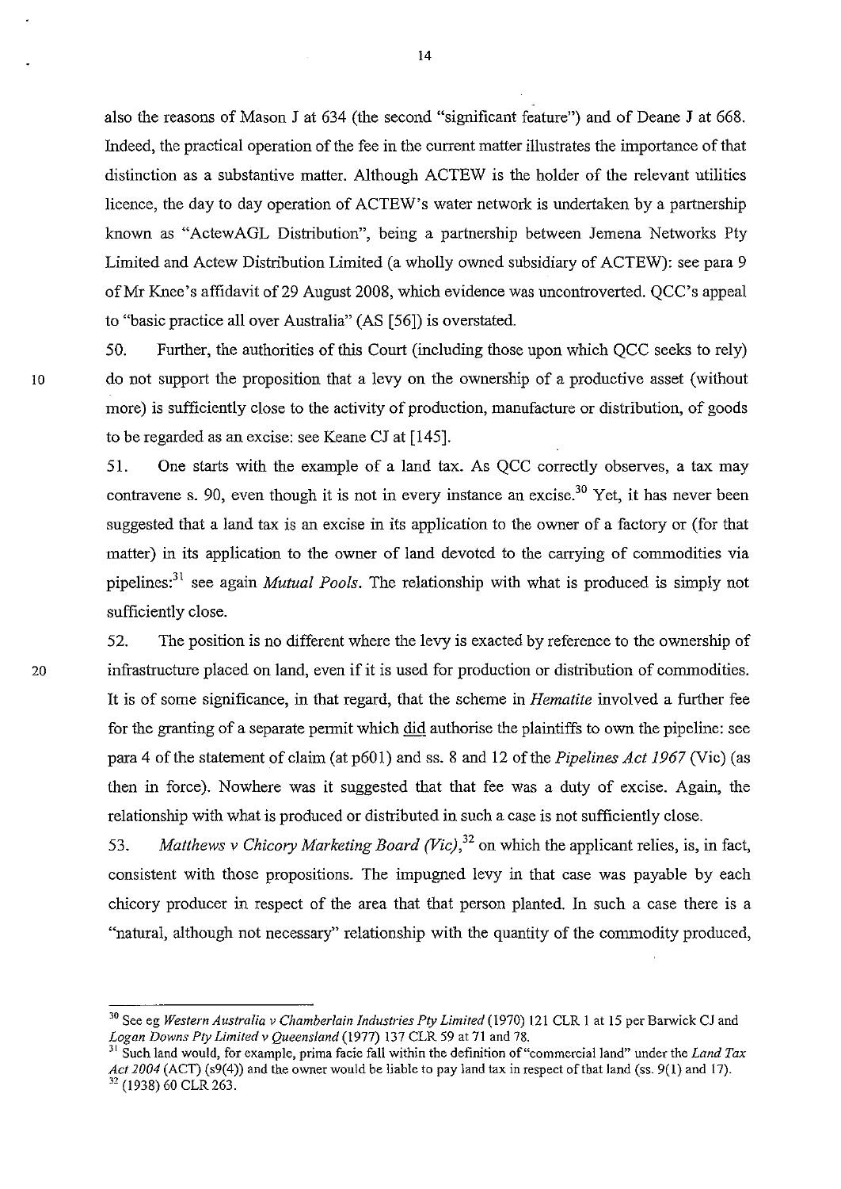also the reasons of Mason J at 634 (the second "significant feature") and of Deane J at 668. Indeed, the practical operation of the fee in the current matter illustrates the importance of that distinction as a substantive matter. Although ACTEW is the holder of the relevant utilities licence, the day to day operation of ACTEW's water network is undertaken by a partnership known as "ActewAGL Distribution", being a partnership between Jemena Networks Pty Limited and Actew Distribution Limited (a wholly owned subsidiary of ACTEW): see para 9 of Mr Knee's affidavit of 29 August 2008, which evidence was uncontroverted. QCC's appeal to "basic practice all over Australia" (AS [56]) is overstated.

50. Further, the authorities of this Court (including those upon which QCC seeks to rely) do not support the proposition that a levy on the ownership of a productive asset (without more) is sufficiently close to the activity of production, manufacture or distribution, of goods to be regarded as an excise: see Keane CJ at [145].

51. One starts with the example of a land tax. As QCC correctly observes, a tax may contravene s. 90, even though it is not in every instance an excise.[30] Yet, it has never been suggested that a land tax is an excise in its application to the owner of a factory or (for that matter) in its application to the owner of land devoted to the carrying of commodities via pipelines:[31] see again *Mutual Pools*. The relationship with what is produced is simply not sufficiently close.

52. The position is no different where the levy is exacted by reference to the ownership of infrastructure placed on land, even if it is used for production or distribution of commodities. It is of some significance, in that regard, that the scheme in *Hematite* involved a further fee for the granting of a separate permit which did authorise the plaintiffs to own the pipeline: see para 4 of the statement of claim (at p601) and ss. 8 and 12 of the *Pipelines Act 1967* (Vic) (as then in force). Nowhere was it suggested that that fee was a duty of excise. Again, the relationship with what is produced or distributed in such a case is not sufficiently close.

53. *Matthews v Chicory Marketing Board (Vic)*,[32] on which the applicant relies, is, in fact, consistent with those propositions. The impugned levy in that case was payable by each chicory producer in respect of the area that that person planted. In such a case there is a "natural, although not necessary" relationship with the quantity of the commodity produced,

---

[30] See eg *Western Australia v Chamberlain Industries Pty Limited* (1970) 121 CLR 1 at 15 per Barwick CJ and *Logan Downs Pty Limited v Queensland* (1977) 137 CLR 59 at 71 and 78.

[31] Such land would, for example, prima facie fall within the definition of "commercial land" under the *Land Tax Act 2004* (ACT) (s9(4)) and the owner would be liable to pay land tax in respect of that land (ss. 9(1) and 17).

[32] (1938) 60 CLR 263.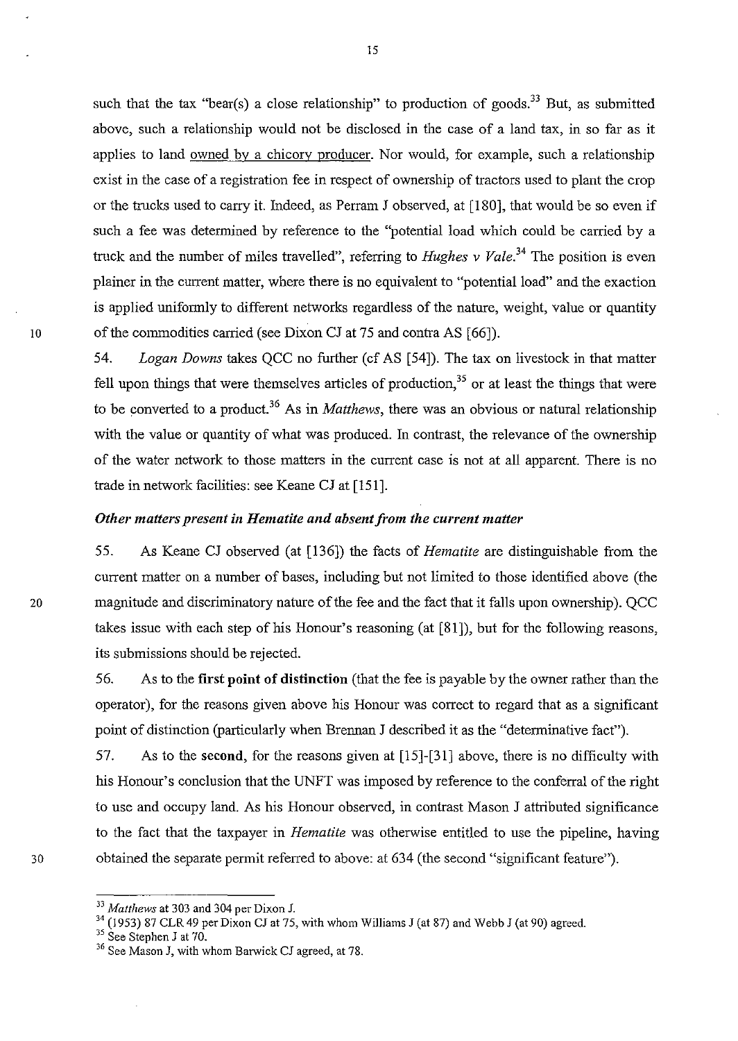such that the tax "bear(s) a close relationship" to production of goods.[33] But, as submitted above, such a relationship would not be disclosed in the case of a land tax, in so far as it applies to land owned by a chicory producer. Nor would, for example, such a relationship exist in the case of a registration fee in respect of ownership of tractors used to plant the crop or the trucks used to carry it. Indeed, as Perram J observed, at [180], that would be so even if such a fee was determined by reference to the "potential load which could be carried by a truck and the number of miles travelled", referring to *Hughes v Vale*.[34] The position is even plainer in the current matter, where there is no equivalent to "potential load" and the exaction is applied uniformly to different networks regardless of the nature, weight, value or quantity of the commodities carried (see Dixon CJ at 75 and contra AS [66]).

54. *Logan Downs* takes QCC no further (cf AS [54]). The tax on livestock in that matter fell upon things that were themselves articles of production,[35] or at least the things that were to be converted to a product.[36] As in *Matthews*, there was an obvious or natural relationship with the value or quantity of what was produced. In contrast, the relevance of the ownership of the water network to those matters in the current case is not at all apparent. There is no trade in network facilities: see Keane CJ at [151].

### *Other matters present in Hematite and absent from the current matter*

55. As Keane CJ observed (at [136]) the facts of *Hematite* are distinguishable from the current matter on a number of bases, including but not limited to those identified above (the magnitude and discriminatory nature of the fee and the fact that it falls upon ownership). QCC takes issue with each step of his Honour's reasoning (at [81]), but for the following reasons, its submissions should be rejected.

56. As to the **first point of distinction** (that the fee is payable by the owner rather than the operator), for the reasons given above his Honour was correct to regard that as a significant point of distinction (particularly when Brennan J described it as the "determinative fact").

57. As to the **second**, for the reasons given at [15]-[31] above, there is no difficulty with his Honour's conclusion that the UNFT was imposed by reference to the conferral of the right to use and occupy land. As his Honour observed, in contrast Mason J attributed significance to the fact that the taxpayer in *Hematite* was otherwise entitled to use the pipeline, having obtained the separate permit referred to above: at 634 (the second "significant feature").

---

[33] *Matthews* at 303 and 304 per Dixon J.

[34] (1953) 87 CLR 49 per Dixon CJ at 75, with whom Williams J (at 87) and Webb J (at 90) agreed.

[35] See Stephen J at 70.

[36] See Mason J, with whom Barwick CJ agreed, at 78.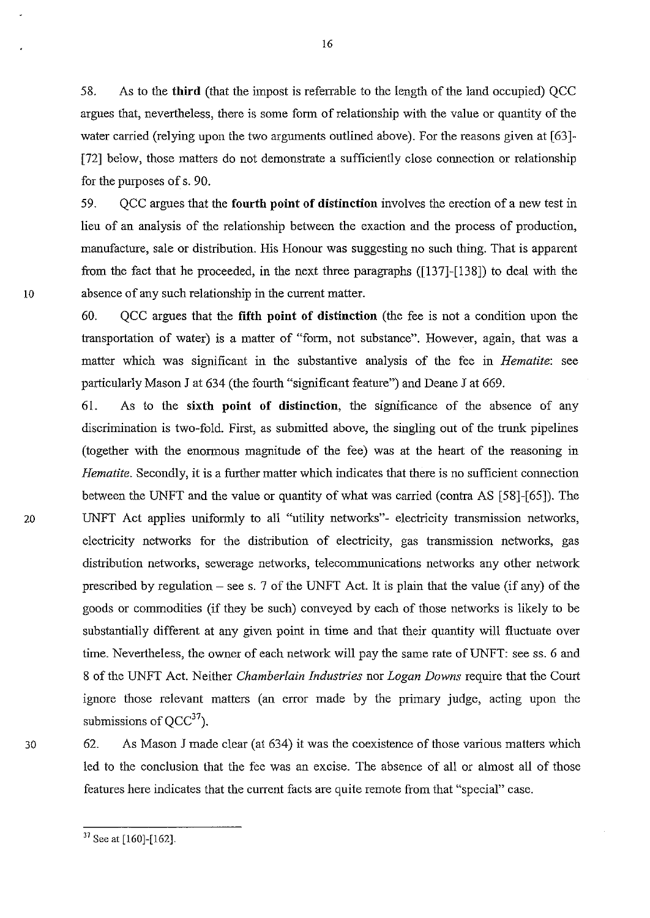58. As to the **third** (that the impost is referrable to the length of the land occupied) QCC argues that, nevertheless, there is some form of relationship with the value or quantity of the water carried (relying upon the two arguments outlined above). For the reasons given at [63]-[72] below, those matters do not demonstrate a sufficiently close connection or relationship for the purposes of s. 90.

59. QCC argues that the **fourth point of distinction** involves the erection of a new test in lieu of an analysis of the relationship between the exaction and the process of production, manufacture, sale or distribution. His Honour was suggesting no such thing. That is apparent from the fact that he proceeded, in the next three paragraphs ([137]-[138]) to deal with the absence of any such relationship in the current matter.

60. QCC argues that the **fifth point of distinction** (the fee is not a condition upon the transportation of water) is a matter of "form, not substance". However, again, that was a matter which was significant in the substantive analysis of the fee in *Hematite*: see particularly Mason J at 634 (the fourth "significant feature") and Deane J at 669.

61. As to the **sixth point of distinction**, the significance of the absence of any discrimination is two-fold. First, as submitted above, the singling out of the trunk pipelines (together with the enormous magnitude of the fee) was at the heart of the reasoning in *Hematite*. Secondly, it is a further matter which indicates that there is no sufficient connection between the UNFT and the value or quantity of what was carried (contra AS [58]-[65]). The UNFT Act applies uniformly to all "utility networks"- electricity transmission networks, electricity networks for the distribution of electricity, gas transmission networks, gas distribution networks, sewerage networks, telecommunications networks any other network prescribed by regulation – see s. 7 of the UNFT Act. It is plain that the value (if any) of the goods or commodities (if they be such) conveyed by each of those networks is likely to be substantially different at any given point in time and that their quantity will fluctuate over time. Nevertheless, the owner of each network will pay the same rate of UNFT: see ss. 6 and 8 of the UNFT Act. Neither *Chamberlain Industries* nor *Logan Downs* require that the Court ignore those relevant matters (an error made by the primary judge, acting upon the submissions of QCC[37]).

62. As Mason J made clear (at 634) it was the coexistence of those various matters which led to the conclusion that the fee was an excise. The absence of all or almost all of those features here indicates that the current facts are quite remote from that "special" case.

[37] See at [160]-[162].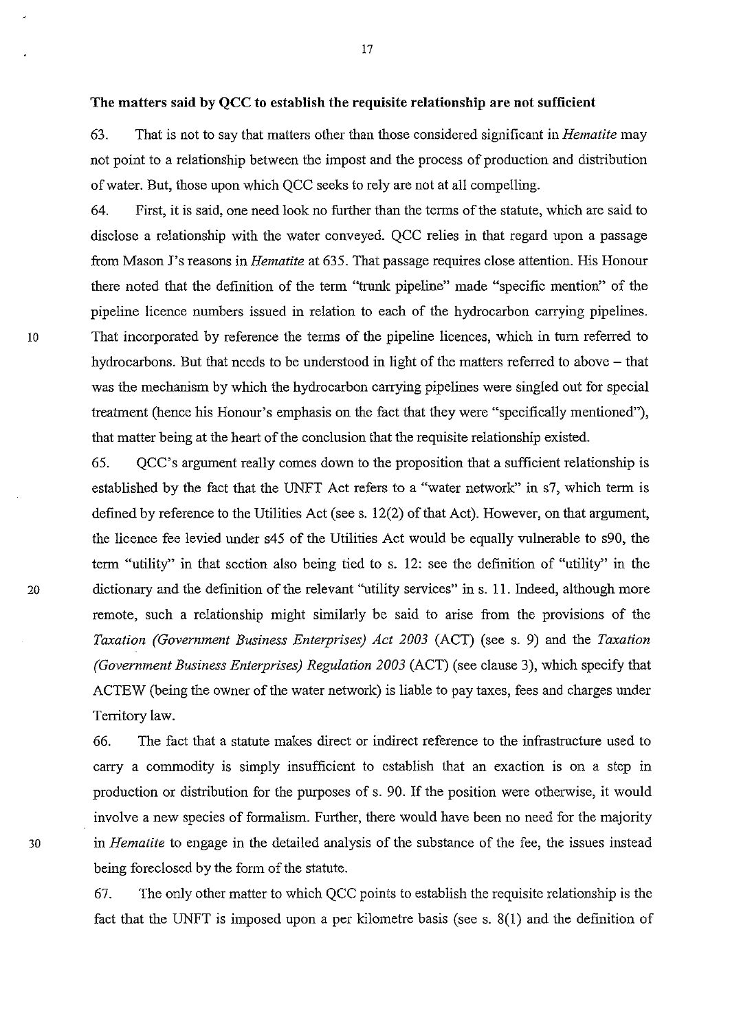**The matters said by QCC to establish the requisite relationship are not sufficient**

63. That is not to say that matters other than those considered significant in *Hematite* may not point to a relationship between the impost and the process of production and distribution of water. But, those upon which QCC seeks to rely are not at all compelling.

64. First, it is said, one need look no further than the terms of the statute, which are said to disclose a relationship with the water conveyed. QCC relies in that regard upon a passage from Mason J's reasons in *Hematite* at 635. That passage requires close attention. His Honour there noted that the definition of the term "trunk pipeline" made "specific mention" of the pipeline licence numbers issued in relation to each of the hydrocarbon carrying pipelines. That incorporated by reference the terms of the pipeline licences, which in turn referred to hydrocarbons. But that needs to be understood in light of the matters referred to above – that was the mechanism by which the hydrocarbon carrying pipelines were singled out for special treatment (hence his Honour's emphasis on the fact that they were "specifically mentioned"), that matter being at the heart of the conclusion that the requisite relationship existed.

65. QCC's argument really comes down to the proposition that a sufficient relationship is established by the fact that the UNFT Act refers to a "water network" in s7, which term is defined by reference to the Utilities Act (see s. 12(2) of that Act). However, on that argument, the licence fee levied under s45 of the Utilities Act would be equally vulnerable to s90, the term "utility" in that section also being tied to s. 12: see the definition of "utility" in the dictionary and the definition of the relevant "utility services" in s. 11. Indeed, although more remote, such a relationship might similarly be said to arise from the provisions of the *Taxation (Government Business Enterprises) Act 2003* (ACT) (see s. 9) and the *Taxation (Government Business Enterprises) Regulation 2003* (ACT) (see clause 3), which specify that ACTEW (being the owner of the water network) is liable to pay taxes, fees and charges under Territory law.

66. The fact that a statute makes direct or indirect reference to the infrastructure used to carry a commodity is simply insufficient to establish that an exaction is on a step in production or distribution for the purposes of s. 90. If the position were otherwise, it would involve a new species of formalism. Further, there would have been no need for the majority in *Hematite* to engage in the detailed analysis of the substance of the fee, the issues instead being foreclosed by the form of the statute.

67. The only other matter to which QCC points to establish the requisite relationship is the fact that the UNFT is imposed upon a per kilometre basis (see s. 8(1) and the definition of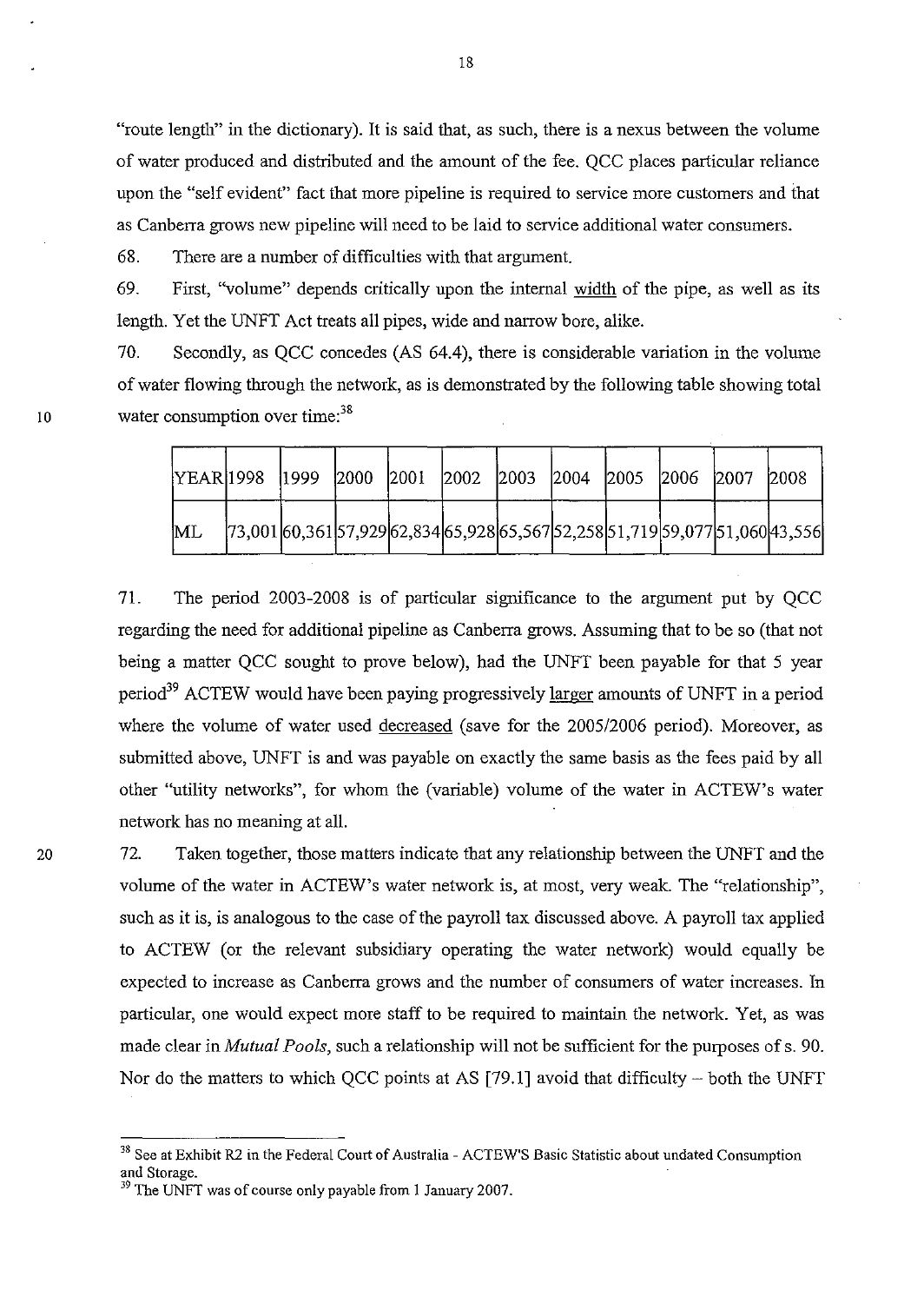"route length" in the dictionary). It is said that, as such, there is a nexus between the volume of water produced and distributed and the amount of the fee. QCC places particular reliance upon the "self evident" fact that more pipeline is required to service more customers and that as Canberra grows new pipeline will need to be laid to service additional water consumers.

68. There are a number of difficulties with that argument.

69. First, "volume" depends critically upon the internal <u>width</u> of the pipe, as well as its length. Yet the UNFT Act treats all pipes, wide and narrow bore, alike.

70. Secondly, as QCC concedes (AS 64.4), there is considerable variation in the volume of water flowing through the network, as is demonstrated by the following table showing total water consumption over time:[38]

| YEAR | 1998 | 1999 | 2000 | 2001 | 2002 | 2003 | 2004 | 2005 | 2006 | 2007 | 2008 |
|---|---|---|---|---|---|---|---|---|---|---|---|
| ML | 73,001 | 60,361 | 57,929 | 62,834 | 65,928 | 65,567 | 52,258 | 51,719 | 59,077 | 51,060 | 43,556 |

71. The period 2003-2008 is of particular significance to the argument put by QCC regarding the need for additional pipeline as Canberra grows. Assuming that to be so (that not being a matter QCC sought to prove below), had the UNFT been payable for that 5 year period[39] ACTEW would have been paying progressively <u>larger</u> amounts of UNFT in a period where the volume of water used <u>decreased</u> (save for the 2005/2006 period). Moreover, as submitted above, UNFT is and was payable on exactly the same basis as the fees paid by all other "utility networks", for whom the (variable) volume of the water in ACTEW's water network has no meaning at all.

72. Taken together, those matters indicate that any relationship between the UNFT and the volume of the water in ACTEW's water network is, at most, very weak. The "relationship", such as it is, is analogous to the case of the payroll tax discussed above. A payroll tax applied to ACTEW (or the relevant subsidiary operating the water network) would equally be expected to increase as Canberra grows and the number of consumers of water increases. In particular, one would expect more staff to be required to maintain the network. Yet, as was made clear in *Mutual Pools*, such a relationship will not be sufficient for the purposes of s. 90. Nor do the matters to which QCC points at AS [79.1] avoid that difficulty – both the UNFT

---

[38] See at Exhibit R2 in the Federal Court of Australia - ACTEW'S Basic Statistic about undated Consumption and Storage.

[39] The UNFT was of course only payable from 1 January 2007.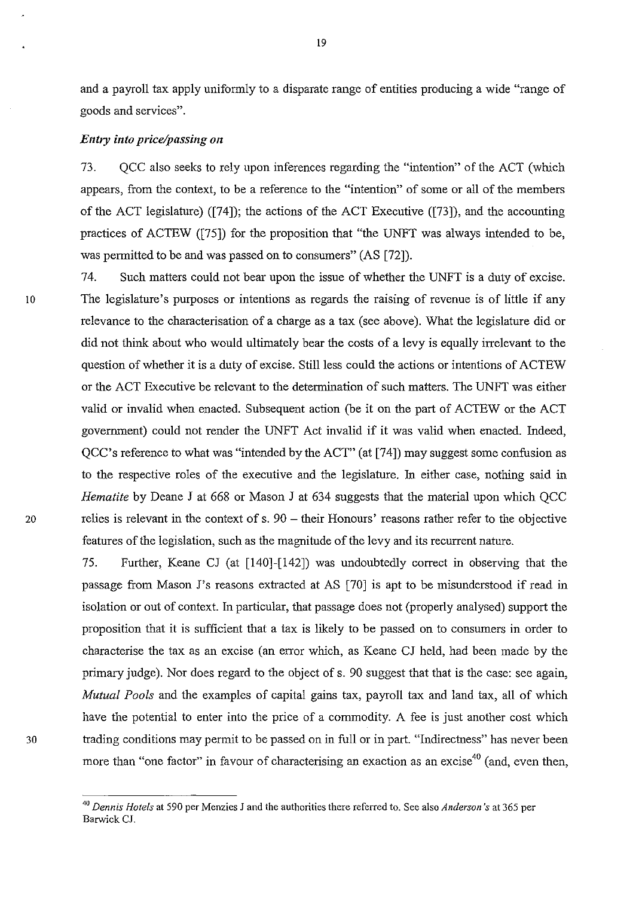and a payroll tax apply uniformly to a disparate range of entities producing a wide "range of goods and services".

### *Entry into price/passing on*

73. QCC also seeks to rely upon inferences regarding the "intention" of the ACT (which appears, from the context, to be a reference to the "intention" of some or all of the members of the ACT legislature) ([74]); the actions of the ACT Executive ([73]), and the accounting practices of ACTEW ([75]) for the proposition that "the UNFT was always intended to be, was permitted to be and was passed on to consumers" (AS [72]).

74. Such matters could not bear upon the issue of whether the UNFT is a duty of excise. The legislature's purposes or intentions as regards the raising of revenue is of little if any relevance to the characterisation of a charge as a tax (see above). What the legislature did or did not think about who would ultimately bear the costs of a levy is equally irrelevant to the question of whether it is a duty of excise. Still less could the actions or intentions of ACTEW or the ACT Executive be relevant to the determination of such matters. The UNFT was either valid or invalid when enacted. Subsequent action (be it on the part of ACTEW or the ACT government) could not render the UNFT Act invalid if it was valid when enacted. Indeed, QCC's reference to what was "intended by the ACT" (at [74]) may suggest some confusion as to the respective roles of the executive and the legislature. In either case, nothing said in *Hematite* by Deane J at 668 or Mason J at 634 suggests that the material upon which QCC relies is relevant in the context of s. 90 – their Honours' reasons rather refer to the objective features of the legislation, such as the magnitude of the levy and its recurrent nature.

75. Further, Keane CJ (at [140]-[142]) was undoubtedly correct in observing that the passage from Mason J's reasons extracted at AS [70] is apt to be misunderstood if read in isolation or out of context. In particular, that passage does not (properly analysed) support the proposition that it is sufficient that a tax is likely to be passed on to consumers in order to characterise the tax as an excise (an error which, as Keane CJ held, had been made by the primary judge). Nor does regard to the object of s. 90 suggest that that is the case: see again, *Mutual Pools* and the examples of capital gains tax, payroll tax and land tax, all of which have the potential to enter into the price of a commodity. A fee is just another cost which trading conditions may permit to be passed on in full or in part. "Indirectness" has never been more than "one factor" in favour of characterising an exaction as an excise[40] (and, even then,

[40] *Dennis Hotels* at 590 per Menzies J and the authorities there referred to. See also *Anderson's* at 365 per Barwick CJ.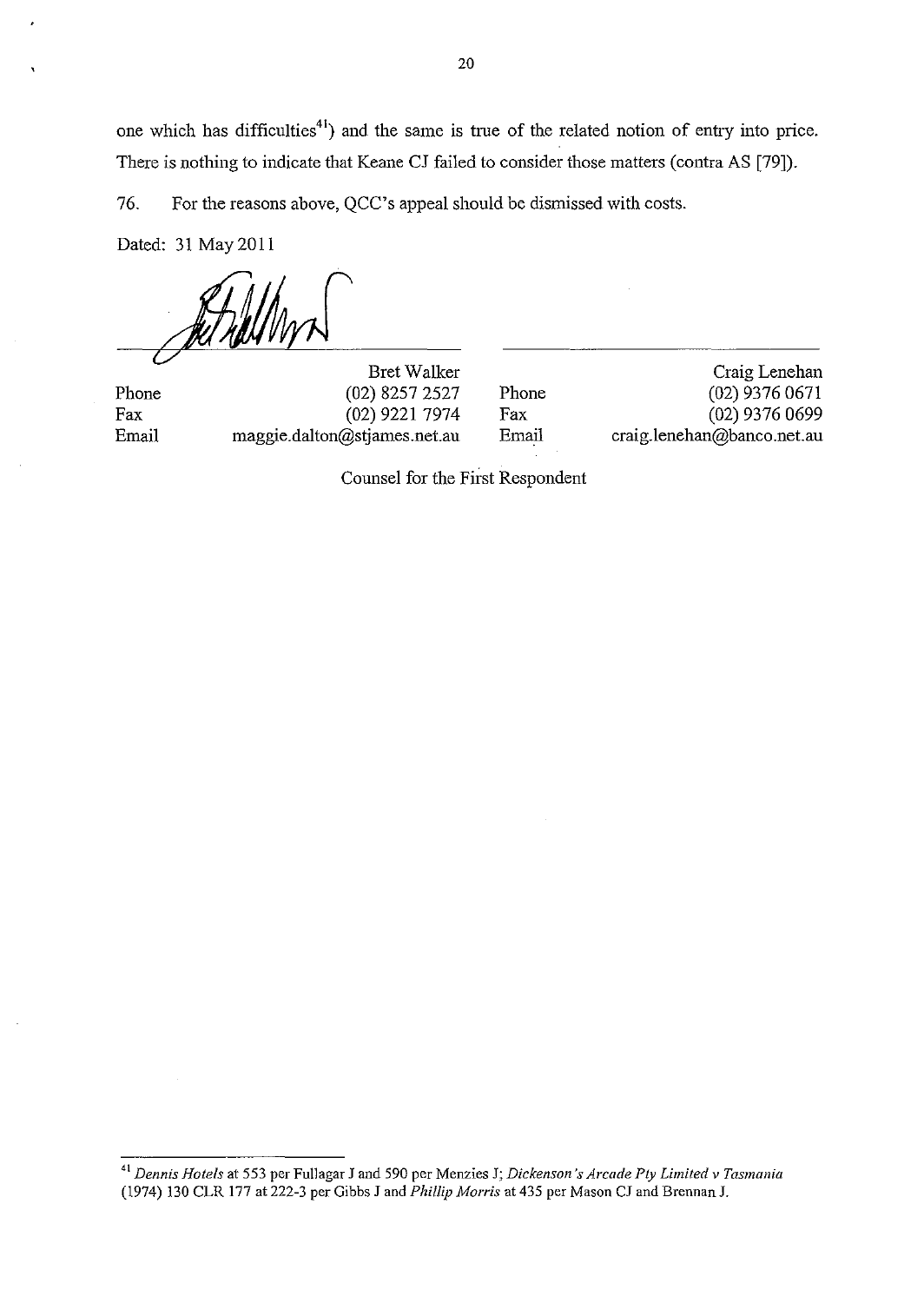one which has difficulties[41]) and the same is true of the related notion of entry into price. There is nothing to indicate that Keane CJ failed to consider those matters (contra AS [79]).

76. For the reasons above, QCC's appeal should be dismissed with costs.

Dated: 31 May 2011

| | | | |
|---|---|---|---|
| | Bret Walker | | Craig Lenehan |
| Phone | (02) 8257 2527 | Phone | (02) 9376 0671 |
| Fax | (02) 9221 7974 | Fax | (02) 9376 0699 |
| Email | maggie.dalton@stjames.net.au | Email | craig.lenehan@banco.net.au |

Counsel for the First Respondent

---

[41] *Dennis Hotels* at 553 per Fullagar J and 590 per Menzies J; *Dickenson's Arcade Pty Limited v Tasmania* (1974) 130 CLR 177 at 222-3 per Gibbs J and *Phillip Morris* at 435 per Mason CJ and Brennan J.